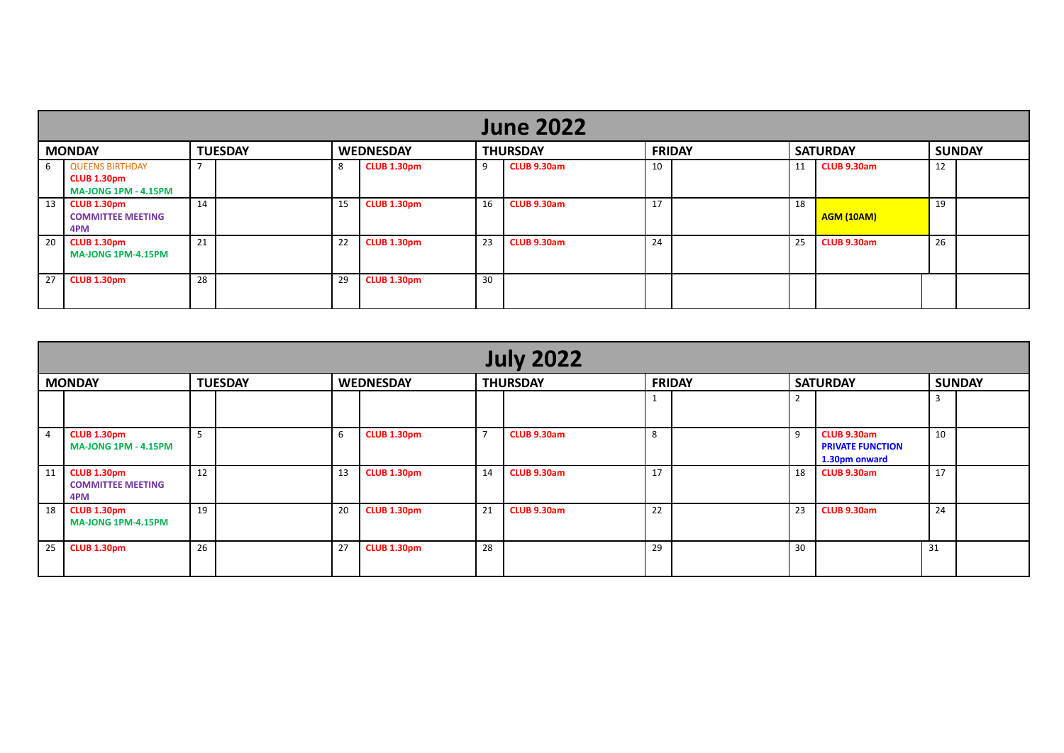## June 2022

| MONDAY | | TUESDAY | | WEDNESDAY | | THURSDAY | | FRIDAY | | SATURDAY | | SUNDAY | |
|---|---|---|---|---|---|---|---|---|---|---|---|---|---|
| 6 | QUEENS BIRTHDAY **CLUB 1.30pm** **MA-JONG 1PM - 4.15PM** | 7 | | 8 | **CLUB 1.30pm** | 9 | **CLUB 9.30am** | 10 | | 11 | **CLUB 9.30am** | 12 | |
| 13 | **CLUB 1.30pm** **COMMITTEE MEETING 4PM** | 14 | | 15 | **CLUB 1.30pm** | 16 | **CLUB 9.30am** | 17 | | 18 | **AGM (10AM)** | 19 | |
| 20 | **CLUB 1.30pm** **MA-JONG 1PM-4.15PM** | 21 | | 22 | **CLUB 1.30pm** | 23 | **CLUB 9.30am** | 24 | | 25 | **CLUB 9.30am** | 26 | |
| 27 | **CLUB 1.30pm** | 28 | | 29 | **CLUB 1.30pm** | 30 | | | | | | | |

## July 2022

| MONDAY | | TUESDAY | | WEDNESDAY | | THURSDAY | | FRIDAY | | SATURDAY | | SUNDAY | |
|---|---|---|---|---|---|---|---|---|---|---|---|---|---|
| | | | | | | | | 1 | | 2 | | 3 | |
| 4 | **CLUB 1.30pm** **MA-JONG 1PM - 4.15PM** | 5 | | 6 | **CLUB 1.30pm** | 7 | **CLUB 9.30am** | 8 | | 9 | **CLUB 9.30am** **PRIVATE FUNCTION 1.30pm onward** | 10 | |
| 11 | **CLUB 1.30pm** **COMMITTEE MEETING 4PM** | 12 | | 13 | **CLUB 1.30pm** | 14 | **CLUB 9.30am** | 17 | | 18 | **CLUB 9.30am** | 17 | |
| 18 | **CLUB 1.30pm** **MA-JONG 1PM-4.15PM** | 19 | | 20 | **CLUB 1.30pm** | 21 | **CLUB 9.30am** | 22 | | 23 | **CLUB 9.30am** | 24 | |
| 25 | **CLUB 1.30pm** | 26 | | 27 | **CLUB 1.30pm** | 28 | | 29 | | 30 | | 31 | |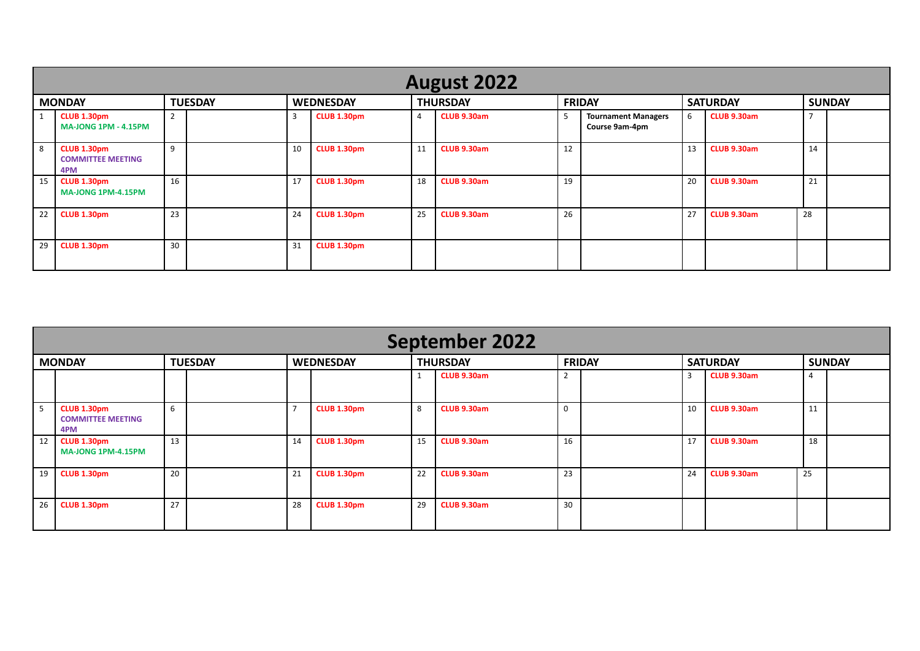## August 2022

| MONDAY | | TUESDAY | | WEDNESDAY | | THURSDAY | | FRIDAY | | SATURDAY | | SUNDAY | |
|---|---|---|---|---|---|---|---|---|---|---|---|---|---|
| 1 | **CLUB 1.30pm** **MA-JONG 1PM - 4.15PM** | 2 | | 3 | **CLUB 1.30pm** | 4 | **CLUB 9.30am** | 5 | **Tournament Managers Course 9am-4pm** | 6 | **CLUB 9.30am** | 7 | |
| 8 | **CLUB 1.30pm** **COMMITTEE MEETING 4PM** | 9 | | 10 | **CLUB 1.30pm** | 11 | **CLUB 9.30am** | 12 | | 13 | **CLUB 9.30am** | 14 | |
| 15 | **CLUB 1.30pm** **MA-JONG 1PM-4.15PM** | 16 | | 17 | **CLUB 1.30pm** | 18 | **CLUB 9.30am** | 19 | | 20 | **CLUB 9.30am** | 21 | |
| 22 | **CLUB 1.30pm** | 23 | | 24 | **CLUB 1.30pm** | 25 | **CLUB 9.30am** | 26 | | 27 | **CLUB 9.30am** | 28 | |
| 29 | **CLUB 1.30pm** | 30 | | 31 | **CLUB 1.30pm** | | | | | | | | |

## September 2022

| MONDAY | | TUESDAY | | WEDNESDAY | | THURSDAY | | FRIDAY | | SATURDAY | | SUNDAY | |
|---|---|---|---|---|---|---|---|---|---|---|---|---|---|
| | | | | | | 1 | **CLUB 9.30am** | 2 | | 3 | **CLUB 9.30am** | 4 | |
| 5 | **CLUB 1.30pm** **COMMITTEE MEETING 4PM** | 6 | | 7 | **CLUB 1.30pm** | 8 | **CLUB 9.30am** | 0 | | 10 | **CLUB 9.30am** | 11 | |
| 12 | **CLUB 1.30pm** **MA-JONG 1PM-4.15PM** | 13 | | 14 | **CLUB 1.30pm** | 15 | **CLUB 9.30am** | 16 | | 17 | **CLUB 9.30am** | 18 | |
| 19 | **CLUB 1.30pm** | 20 | | 21 | **CLUB 1.30pm** | 22 | **CLUB 9.30am** | 23 | | 24 | **CLUB 9.30am** | 25 | |
| 26 | **CLUB 1.30pm** | 27 | | 28 | **CLUB 1.30pm** | 29 | **CLUB 9.30am** | 30 | | | | | |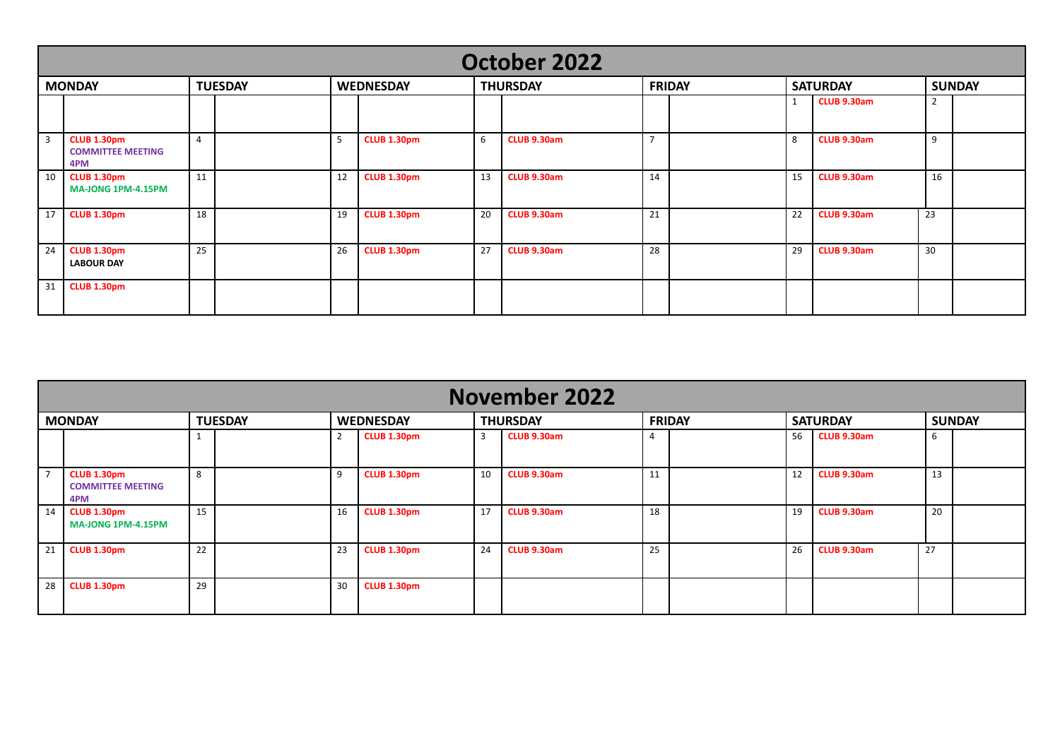# October 2022

| MONDAY | | TUESDAY | | WEDNESDAY | | THURSDAY | | FRIDAY | | SATURDAY | | SUNDAY | |
|---|---|---|---|---|---|---|---|---|---|---|---|---|---|
| | | | | | | | | | | 1 | **CLUB 9.30am** | 2 | |
| 3 | **CLUB 1.30pm** **COMMITTEE MEETING 4PM** | 4 | | 5 | **CLUB 1.30pm** | 6 | **CLUB 9.30am** | 7 | | 8 | **CLUB 9.30am** | 9 | |
| 10 | **CLUB 1.30pm** **MA-JONG 1PM-4.15PM** | 11 | | 12 | **CLUB 1.30pm** | 13 | **CLUB 9.30am** | 14 | | 15 | **CLUB 9.30am** | 16 | |
| 17 | **CLUB 1.30pm** | 18 | | 19 | **CLUB 1.30pm** | 20 | **CLUB 9.30am** | 21 | | 22 | **CLUB 9.30am** | 23 | |
| 24 | **CLUB 1.30pm** **LABOUR DAY** | 25 | | 26 | **CLUB 1.30pm** | 27 | **CLUB 9.30am** | 28 | | 29 | **CLUB 9.30am** | 30 | |
| 31 | **CLUB 1.30pm** | | | | | | | | | | | | |

# November 2022

| MONDAY | | TUESDAY | | WEDNESDAY | | THURSDAY | | FRIDAY | | SATURDAY | | SUNDAY | |
|---|---|---|---|---|---|---|---|---|---|---|---|---|---|
| | | 1 | | 2 | **CLUB 1.30pm** | 3 | **CLUB 9.30am** | 4 | | 56 | **CLUB 9.30am** | 6 | |
| 7 | **CLUB 1.30pm** **COMMITTEE MEETING 4PM** | 8 | | 9 | **CLUB 1.30pm** | 10 | **CLUB 9.30am** | 11 | | 12 | **CLUB 9.30am** | 13 | |
| 14 | **CLUB 1.30pm** **MA-JONG 1PM-4.15PM** | 15 | | 16 | **CLUB 1.30pm** | 17 | **CLUB 9.30am** | 18 | | 19 | **CLUB 9.30am** | 20 | |
| 21 | **CLUB 1.30pm** | 22 | | 23 | **CLUB 1.30pm** | 24 | **CLUB 9.30am** | 25 | | 26 | **CLUB 9.30am** | 27 | |
| 28 | **CLUB 1.30pm** | 29 | | 30 | **CLUB 1.30pm** | | | | | | | | |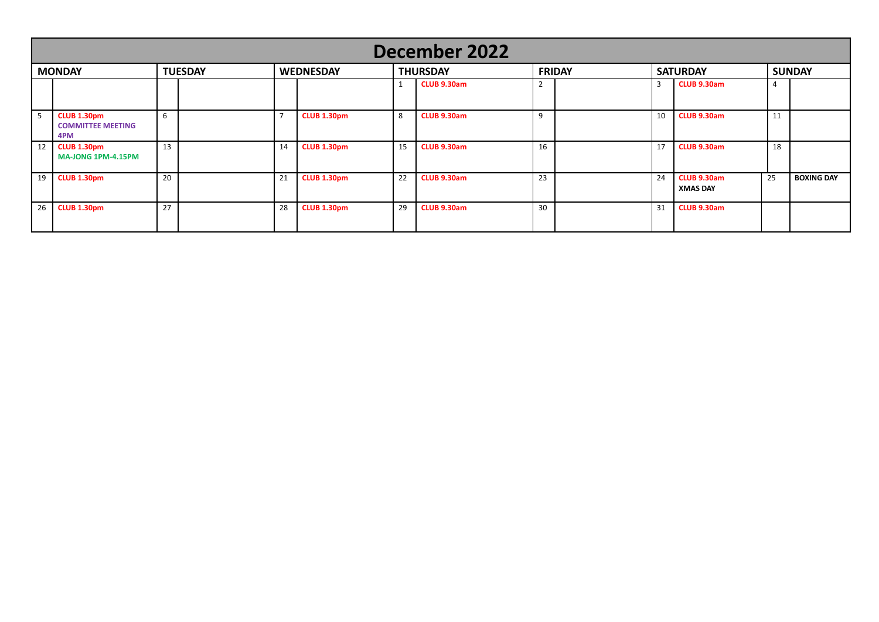# December 2022

| MONDAY | | TUESDAY | | WEDNESDAY | | THURSDAY | | FRIDAY | | SATURDAY | | SUNDAY | |
|---|---|---|---|---|---|---|---|---|---|---|---|---|---|
| | | | | | | 1 | **CLUB 9.30am** | 2 | | 3 | **CLUB 9.30am** | 4 | |
| 5 | **CLUB 1.30pm** **COMMITTEE MEETING 4PM** | 6 | | 7 | **CLUB 1.30pm** | 8 | **CLUB 9.30am** | 9 | | 10 | **CLUB 9.30am** | 11 | |
| 12 | **CLUB 1.30pm** **MA-JONG 1PM-4.15PM** | 13 | | 14 | **CLUB 1.30pm** | 15 | **CLUB 9.30am** | 16 | | 17 | **CLUB 9.30am** | 18 | |
| 19 | **CLUB 1.30pm** | 20 | | 21 | **CLUB 1.30pm** | 22 | **CLUB 9.30am** | 23 | | 24 | **CLUB 9.30am** **XMAS DAY** | 25 | **BOXING DAY** |
| 26 | **CLUB 1.30pm** | 27 | | 28 | **CLUB 1.30pm** | 29 | **CLUB 9.30am** | 30 | | 31 | **CLUB 9.30am** | | |